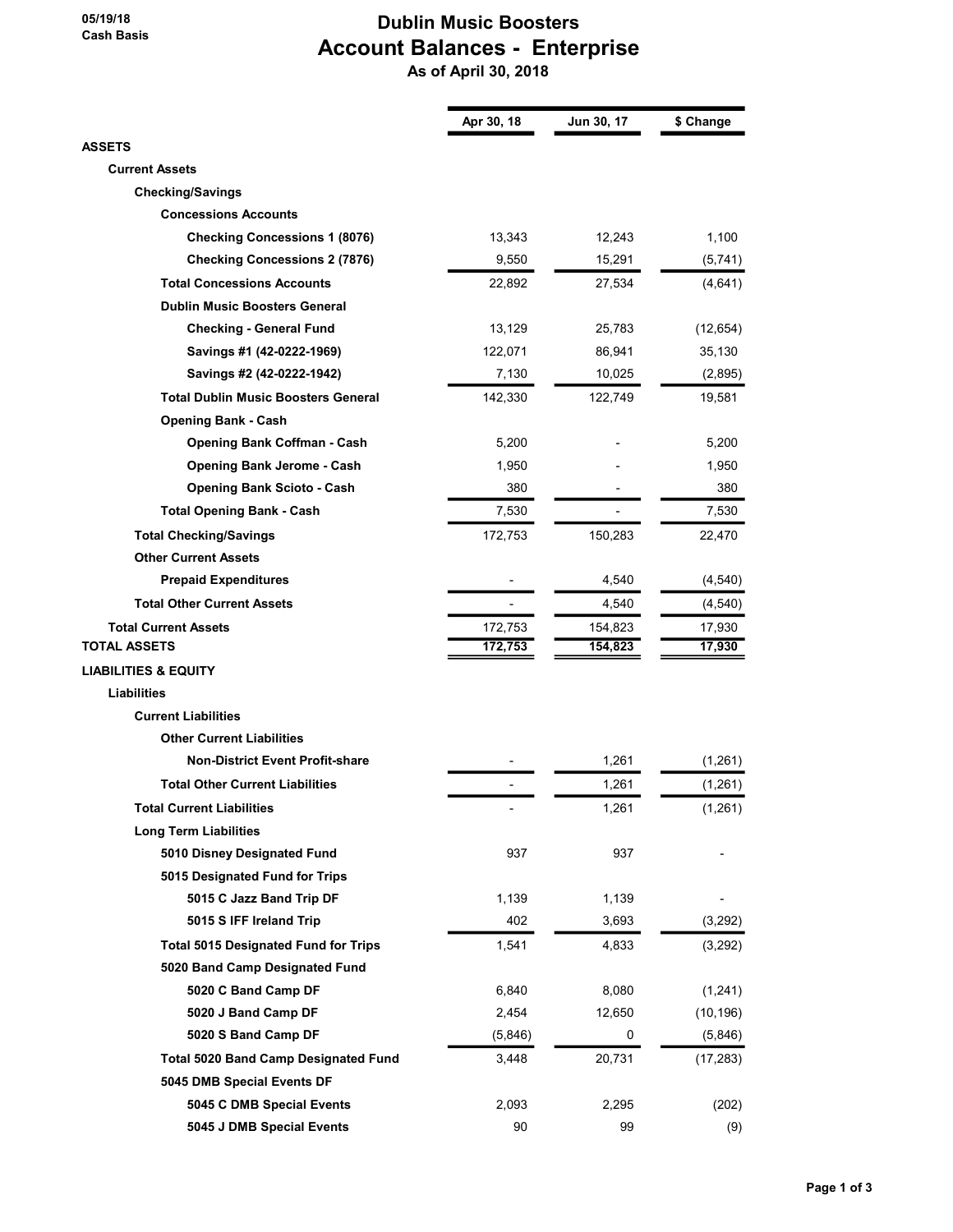05/19/18
Cash Basis

# Dublin Music Boosters
## Account Balances - Enterprise
### As of April 30, 2018

| | Apr 30, 18 | Jun 30, 17 | $ Change |
|---|---|---|---|
| **ASSETS** | | | |
| **Current Assets** | | | |
| **Checking/Savings** | | | |
| **Concessions Accounts** | | | |
| **Checking Concessions 1 (8076)** | 13,343 | 12,243 | 1,100 |
| **Checking Concessions 2 (7876)** | 9,550 | 15,291 | (5,741) |
| **Total Concessions Accounts** | 22,892 | 27,534 | (4,641) |
| **Dublin Music Boosters General** | | | |
| **Checking - General Fund** | 13,129 | 25,783 | (12,654) |
| **Savings #1 (42-0222-1969)** | 122,071 | 86,941 | 35,130 |
| **Savings #2 (42-0222-1942)** | 7,130 | 10,025 | (2,895) |
| **Total Dublin Music Boosters General** | 142,330 | 122,749 | 19,581 |
| **Opening Bank - Cash** | | | |
| **Opening Bank Coffman - Cash** | 5,200 | - | 5,200 |
| **Opening Bank Jerome - Cash** | 1,950 | - | 1,950 |
| **Opening Bank Scioto - Cash** | 380 | - | 380 |
| **Total Opening Bank - Cash** | 7,530 | - | 7,530 |
| **Total Checking/Savings** | 172,753 | 150,283 | 22,470 |
| **Other Current Assets** | | | |
| **Prepaid Expenditures** | - | 4,540 | (4,540) |
| **Total Other Current Assets** | - | 4,540 | (4,540) |
| **Total Current Assets** | 172,753 | 154,823 | 17,930 |
| **TOTAL ASSETS** | 172,753 | 154,823 | 17,930 |
| **LIABILITIES & EQUITY** | | | |
| **Liabilities** | | | |
| **Current Liabilities** | | | |
| **Other Current Liabilities** | | | |
| **Non-District Event Profit-share** | - | 1,261 | (1,261) |
| **Total Other Current Liabilities** | - | 1,261 | (1,261) |
| **Total Current Liabilities** | - | 1,261 | (1,261) |
| **Long Term Liabilities** | | | |
| **5010 Disney Designated Fund** | 937 | 937 | - |
| **5015 Designated Fund for Trips** | | | |
| **5015 C Jazz Band Trip DF** | 1,139 | 1,139 | - |
| **5015 S IFF Ireland Trip** | 402 | 3,693 | (3,292) |
| **Total 5015 Designated Fund for Trips** | 1,541 | 4,833 | (3,292) |
| **5020 Band Camp Designated Fund** | | | |
| **5020 C Band Camp DF** | 6,840 | 8,080 | (1,241) |
| **5020 J Band Camp DF** | 2,454 | 12,650 | (10,196) |
| **5020 S Band Camp DF** | (5,846) | 0 | (5,846) |
| **Total 5020 Band Camp Designated Fund** | 3,448 | 20,731 | (17,283) |
| **5045 DMB Special Events DF** | | | |
| **5045 C DMB Special Events** | 2,093 | 2,295 | (202) |
| **5045 J DMB Special Events** | 90 | 99 | (9) |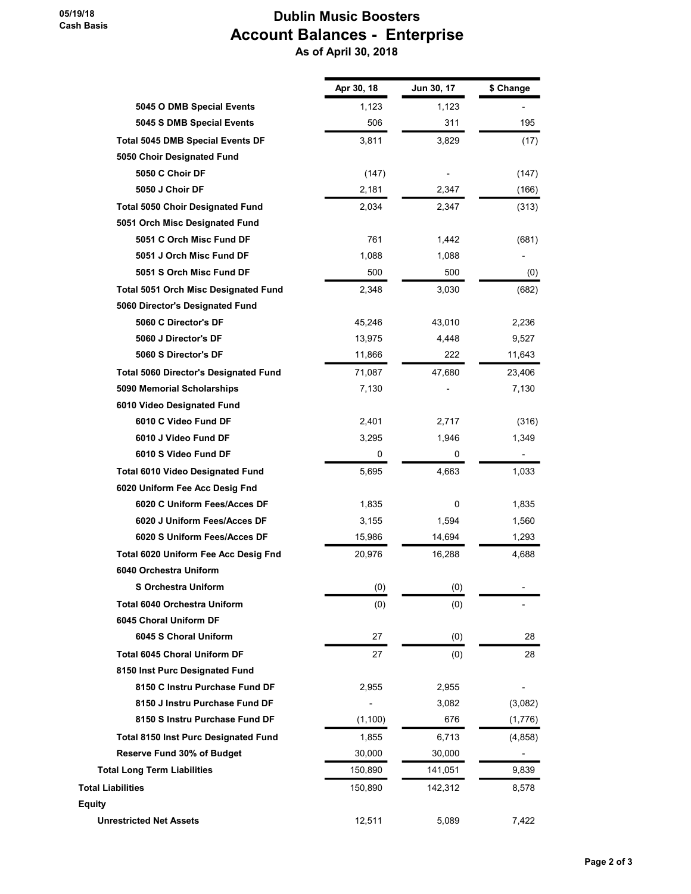05/19/18
Cash Basis

# Dublin Music Boosters
## Account Balances - Enterprise
### As of April 30, 2018

| | Apr 30, 18 | Jun 30, 17 | $ Change |
|---|---|---|---|
| **5045 O DMB Special Events** | 1,123 | 1,123 | - |
| **5045 S DMB Special Events** | 506 | 311 | 195 |
| **Total 5045 DMB Special Events DF** | 3,811 | 3,829 | (17) |
| **5050 Choir Designated Fund** | | | |
| **5050 C Choir DF** | (147) | - | (147) |
| **5050 J Choir DF** | 2,181 | 2,347 | (166) |
| **Total 5050 Choir Designated Fund** | 2,034 | 2,347 | (313) |
| **5051 Orch Misc Designated Fund** | | | |
| **5051 C Orch Misc Fund DF** | 761 | 1,442 | (681) |
| **5051 J Orch Misc Fund DF** | 1,088 | 1,088 | - |
| **5051 S Orch Misc Fund DF** | 500 | 500 | (0) |
| **Total 5051 Orch Misc Designated Fund** | 2,348 | 3,030 | (682) |
| **5060 Director's Designated Fund** | | | |
| **5060 C Director's DF** | 45,246 | 43,010 | 2,236 |
| **5060 J Director's DF** | 13,975 | 4,448 | 9,527 |
| **5060 S Director's DF** | 11,866 | 222 | 11,643 |
| **Total 5060 Director's Designated Fund** | 71,087 | 47,680 | 23,406 |
| **5090 Memorial Scholarships** | 7,130 | - | 7,130 |
| **6010 Video Designated Fund** | | | |
| **6010 C Video Fund DF** | 2,401 | 2,717 | (316) |
| **6010 J Video Fund DF** | 3,295 | 1,946 | 1,349 |
| **6010 S Video Fund DF** | 0 | 0 | - |
| **Total 6010 Video Designated Fund** | 5,695 | 4,663 | 1,033 |
| **6020 Uniform Fee Acc Desig Fnd** | | | |
| **6020 C Uniform Fees/Acces DF** | 1,835 | 0 | 1,835 |
| **6020 J Uniform Fees/Acces DF** | 3,155 | 1,594 | 1,560 |
| **6020 S Uniform Fees/Acces DF** | 15,986 | 14,694 | 1,293 |
| **Total 6020 Uniform Fee Acc Desig Fnd** | 20,976 | 16,288 | 4,688 |
| **6040 Orchestra Uniform** | | | |
| **S Orchestra Uniform** | (0) | (0) | - |
| **Total 6040 Orchestra Uniform** | (0) | (0) | - |
| **6045 Choral Uniform DF** | | | |
| **6045 S Choral Uniform** | 27 | (0) | 28 |
| **Total 6045 Choral Uniform DF** | 27 | (0) | 28 |
| **8150 Inst Purc Designated Fund** | | | |
| **8150 C Instru Purchase Fund DF** | 2,955 | 2,955 | - |
| **8150 J Instru Purchase Fund DF** | - | 3,082 | (3,082) |
| **8150 S Instru Purchase Fund DF** | (1,100) | 676 | (1,776) |
| **Total 8150 Inst Purc Designated Fund** | 1,855 | 6,713 | (4,858) |
| **Reserve Fund 30% of Budget** | 30,000 | 30,000 | - |
| **Total Long Term Liabilities** | 150,890 | 141,051 | 9,839 |
| **Total Liabilities** | 150,890 | 142,312 | 8,578 |
| **Equity** | | | |
| **Unrestricted Net Assets** | 12,511 | 5,089 | 7,422 |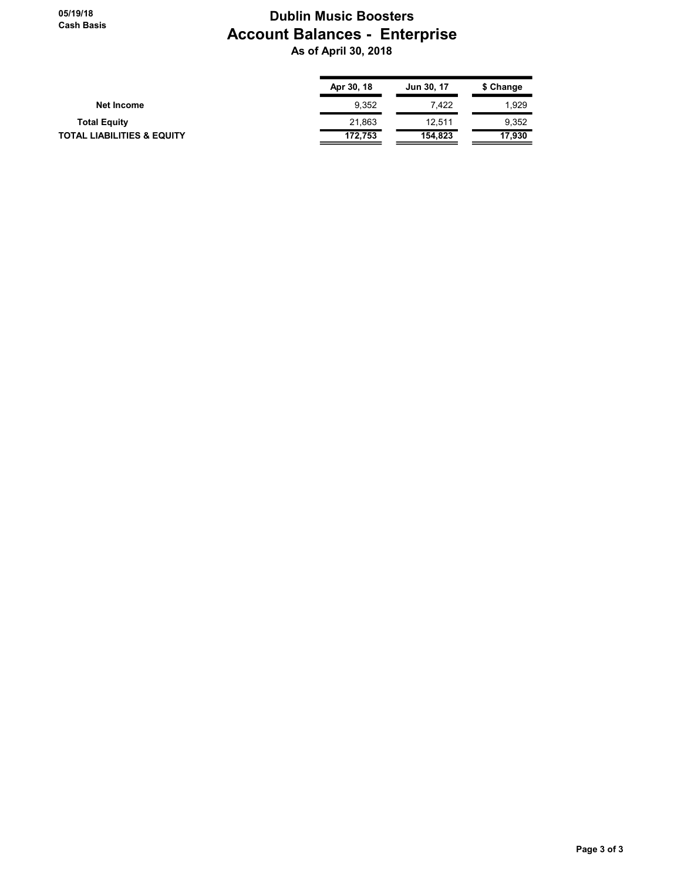05/19/18
Cash Basis

# Dublin Music Boosters
## Account Balances - Enterprise
### As of April 30, 2018

| | Apr 30, 18 | Jun 30, 17 | $ Change |
|---|---|---|---|
| **Net Income** | 9,352 | 7,422 | 1,929 |
| **Total Equity** | 21,863 | 12,511 | 9,352 |
| **TOTAL LIABILITIES & EQUITY** | **172,753** | **154,823** | **17,930** |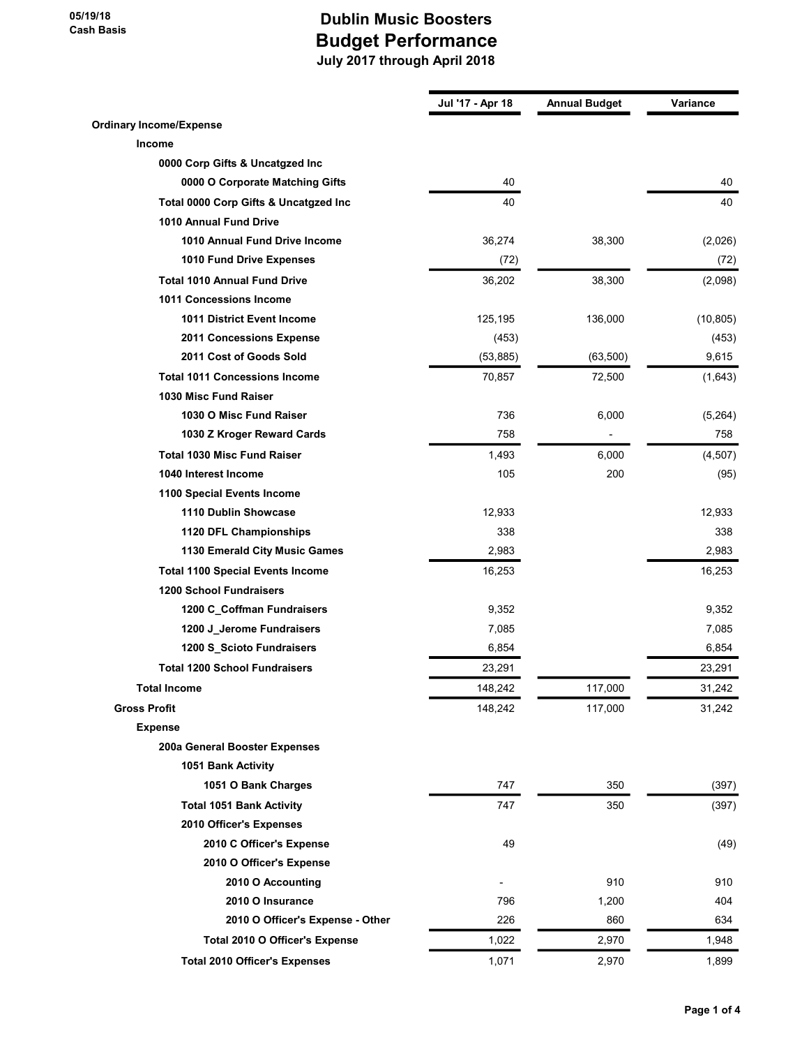05/19/18
Cash Basis

# Dublin Music Boosters
## Budget Performance
### July 2017 through April 2018

| | Jul '17 - Apr 18 | Annual Budget | Variance |
|---|---|---|---|
| **Ordinary Income/Expense** | | | |
| **Income** | | | |
| **0000 Corp Gifts & Uncatgzed Inc** | | | |
| **0000 O Corporate Matching Gifts** | 40 | | 40 |
| **Total 0000 Corp Gifts & Uncatgzed Inc** | 40 | | 40 |
| **1010 Annual Fund Drive** | | | |
| **1010 Annual Fund Drive Income** | 36,274 | 38,300 | (2,026) |
| **1010 Fund Drive Expenses** | (72) | | (72) |
| **Total 1010 Annual Fund Drive** | 36,202 | 38,300 | (2,098) |
| **1011 Concessions Income** | | | |
| **1011 District Event Income** | 125,195 | 136,000 | (10,805) |
| **2011 Concessions Expense** | (453) | | (453) |
| **2011 Cost of Goods Sold** | (53,885) | (63,500) | 9,615 |
| **Total 1011 Concessions Income** | 70,857 | 72,500 | (1,643) |
| **1030 Misc Fund Raiser** | | | |
| **1030 O Misc Fund Raiser** | 736 | 6,000 | (5,264) |
| **1030 Z Kroger Reward Cards** | 758 | - | 758 |
| **Total 1030 Misc Fund Raiser** | 1,493 | 6,000 | (4,507) |
| **1040 Interest Income** | 105 | 200 | (95) |
| **1100 Special Events Income** | | | |
| **1110 Dublin Showcase** | 12,933 | | 12,933 |
| **1120 DFL Championships** | 338 | | 338 |
| **1130 Emerald City Music Games** | 2,983 | | 2,983 |
| **Total 1100 Special Events Income** | 16,253 | | 16,253 |
| **1200 School Fundraisers** | | | |
| **1200 C_Coffman Fundraisers** | 9,352 | | 9,352 |
| **1200 J_Jerome Fundraisers** | 7,085 | | 7,085 |
| **1200 S_Scioto Fundraisers** | 6,854 | | 6,854 |
| **Total 1200 School Fundraisers** | 23,291 | | 23,291 |
| **Total Income** | 148,242 | 117,000 | 31,242 |
| **Gross Profit** | 148,242 | 117,000 | 31,242 |
| **Expense** | | | |
| **200a General Booster Expenses** | | | |
| **1051 Bank Activity** | | | |
| **1051 O Bank Charges** | 747 | 350 | (397) |
| **Total 1051 Bank Activity** | 747 | 350 | (397) |
| **2010 Officer's Expenses** | | | |
| **2010 C Officer's Expense** | 49 | | (49) |
| **2010 O Officer's Expense** | | | |
| **2010 O Accounting** | - | 910 | 910 |
| **2010 O Insurance** | 796 | 1,200 | 404 |
| **2010 O Officer's Expense - Other** | 226 | 860 | 634 |
| **Total 2010 O Officer's Expense** | 1,022 | 2,970 | 1,948 |
| **Total 2010 Officer's Expenses** | 1,071 | 2,970 | 1,899 |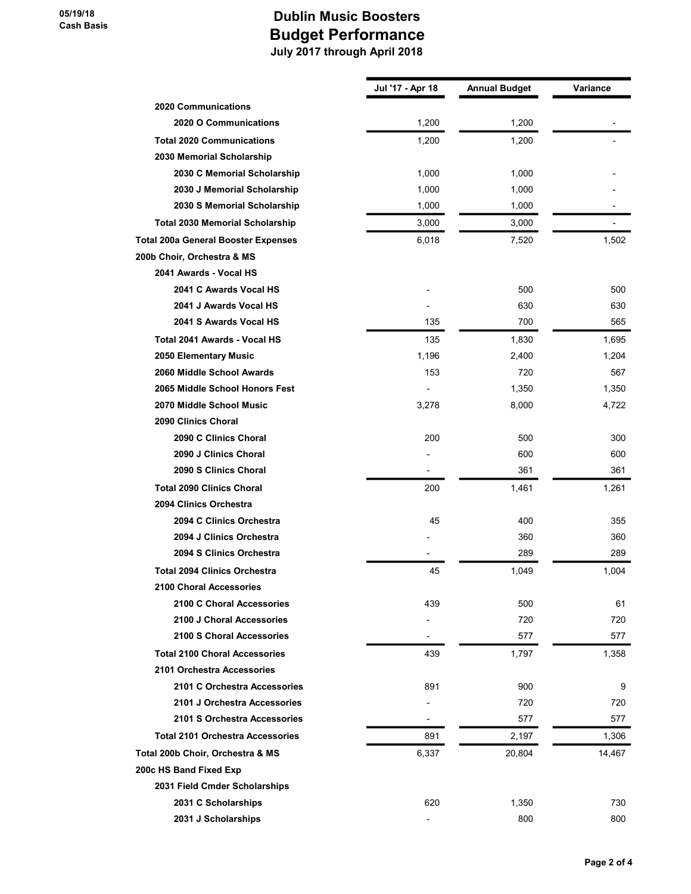05/19/18
Cash Basis

# Dublin Music Boosters
## Budget Performance
### July 2017 through April 2018

| | Jul '17 - Apr 18 | Annual Budget | Variance |
|---|---|---|---|
| **2020 Communications** | | | |
| **2020 O Communications** | 1,200 | 1,200 | - |
| **Total 2020 Communications** | 1,200 | 1,200 | - |
| **2030 Memorial Scholarship** | | | |
| **2030 C Memorial Scholarship** | 1,000 | 1,000 | - |
| **2030 J Memorial Scholarship** | 1,000 | 1,000 | - |
| **2030 S Memorial Scholarship** | 1,000 | 1,000 | - |
| **Total 2030 Memorial Scholarship** | 3,000 | 3,000 | - |
| **Total 200a General Booster Expenses** | 6,018 | 7,520 | 1,502 |
| **200b Choir, Orchestra & MS** | | | |
| **2041 Awards - Vocal HS** | | | |
| **2041 C Awards Vocal HS** | - | 500 | 500 |
| **2041 J Awards Vocal HS** | - | 630 | 630 |
| **2041 S Awards Vocal HS** | 135 | 700 | 565 |
| **Total 2041 Awards - Vocal HS** | 135 | 1,830 | 1,695 |
| **2050 Elementary Music** | 1,196 | 2,400 | 1,204 |
| **2060 Middle School Awards** | 153 | 720 | 567 |
| **2065 Middle School Honors Fest** | - | 1,350 | 1,350 |
| **2070 Middle School Music** | 3,278 | 8,000 | 4,722 |
| **2090 Clinics Choral** | | | |
| **2090 C Clinics Choral** | 200 | 500 | 300 |
| **2090 J Clinics Choral** | - | 600 | 600 |
| **2090 S Clinics Choral** | - | 361 | 361 |
| **Total 2090 Clinics Choral** | 200 | 1,461 | 1,261 |
| **2094 Clinics Orchestra** | | | |
| **2094 C Clinics Orchestra** | 45 | 400 | 355 |
| **2094 J Clinics Orchestra** | - | 360 | 360 |
| **2094 S Clinics Orchestra** | - | 289 | 289 |
| **Total 2094 Clinics Orchestra** | 45 | 1,049 | 1,004 |
| **2100 Choral Accessories** | | | |
| **2100 C Choral Accessories** | 439 | 500 | 61 |
| **2100 J Choral Accessories** | - | 720 | 720 |
| **2100 S Choral Accessories** | - | 577 | 577 |
| **Total 2100 Choral Accessories** | 439 | 1,797 | 1,358 |
| **2101 Orchestra Accessories** | | | |
| **2101 C Orchestra Accessories** | 891 | 900 | 9 |
| **2101 J Orchestra Accessories** | - | 720 | 720 |
| **2101 S Orchestra Accessories** | - | 577 | 577 |
| **Total 2101 Orchestra Accessories** | 891 | 2,197 | 1,306 |
| **Total 200b Choir, Orchestra & MS** | 6,337 | 20,804 | 14,467 |
| **200c HS Band Fixed Exp** | | | |
| **2031 Field Cmder Scholarships** | | | |
| **2031 C Scholarships** | 620 | 1,350 | 730 |
| **2031 J Scholarships** | - | 800 | 800 |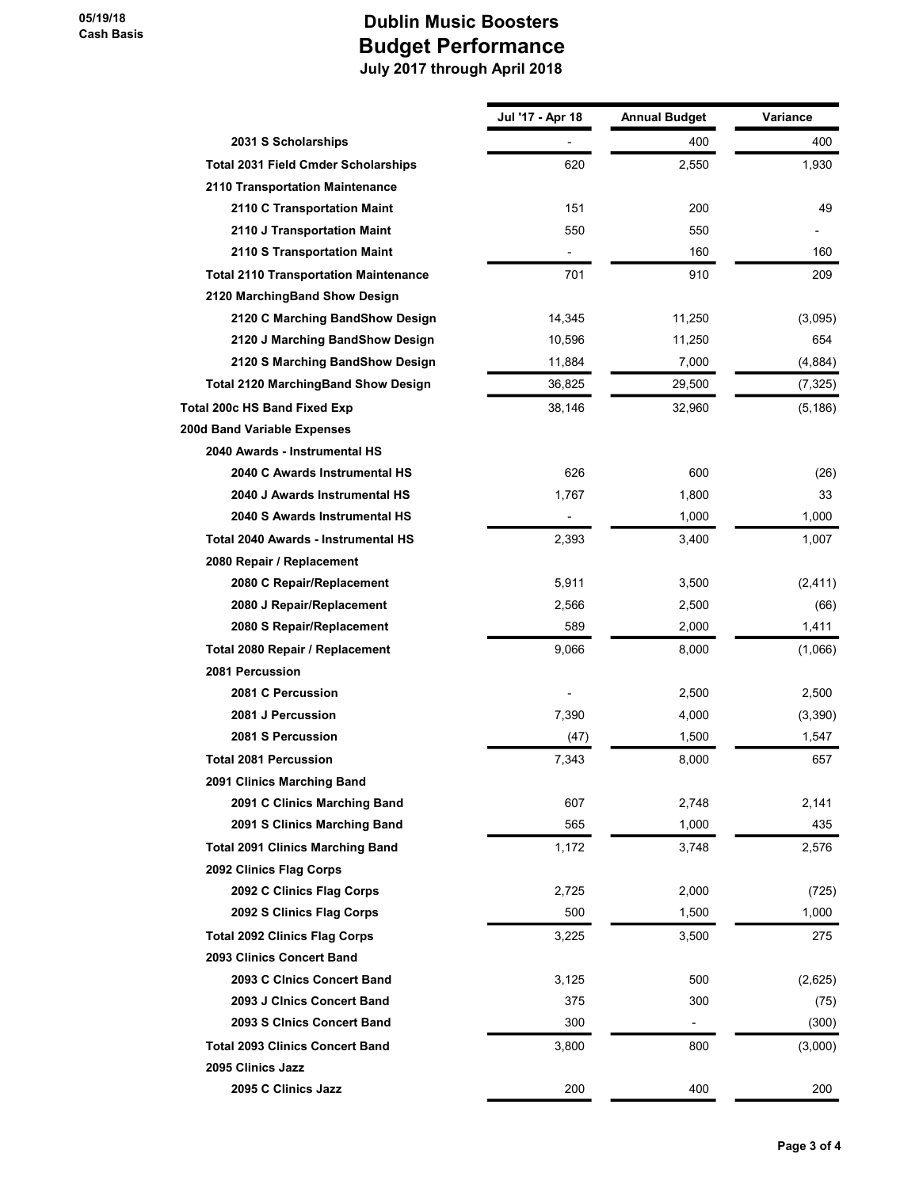05/19/18
Cash Basis

# Dublin Music Boosters
## Budget Performance
### July 2017 through April 2018

| | Jul '17 - Apr 18 | Annual Budget | Variance |
|---|---|---|---|
| 2031 S Scholarships | - | 400 | 400 |
| **Total 2031 Field Cmder Scholarships** | 620 | 2,550 | 1,930 |
| **2110 Transportation Maintenance** | | | |
| 2110 C Transportation Maint | 151 | 200 | 49 |
| 2110 J Transportation Maint | 550 | 550 | - |
| 2110 S Transportation Maint | - | 160 | 160 |
| **Total 2110 Transportation Maintenance** | 701 | 910 | 209 |
| **2120 MarchingBand Show Design** | | | |
| 2120 C Marching BandShow Design | 14,345 | 11,250 | (3,095) |
| 2120 J Marching BandShow Design | 10,596 | 11,250 | 654 |
| 2120 S Marching BandShow Design | 11,884 | 7,000 | (4,884) |
| **Total 2120 MarchingBand Show Design** | 36,825 | 29,500 | (7,325) |
| **Total 200c HS Band Fixed Exp** | 38,146 | 32,960 | (5,186) |
| **200d Band Variable Expenses** | | | |
| **2040 Awards - Instrumental HS** | | | |
| 2040 C Awards Instrumental HS | 626 | 600 | (26) |
| 2040 J Awards Instrumental HS | 1,767 | 1,800 | 33 |
| 2040 S Awards Instrumental HS | - | 1,000 | 1,000 |
| **Total 2040 Awards - Instrumental HS** | 2,393 | 3,400 | 1,007 |
| **2080 Repair / Replacement** | | | |
| 2080 C Repair/Replacement | 5,911 | 3,500 | (2,411) |
| 2080 J Repair/Replacement | 2,566 | 2,500 | (66) |
| 2080 S Repair/Replacement | 589 | 2,000 | 1,411 |
| **Total 2080 Repair / Replacement** | 9,066 | 8,000 | (1,066) |
| **2081 Percussion** | | | |
| 2081 C Percussion | - | 2,500 | 2,500 |
| 2081 J Percussion | 7,390 | 4,000 | (3,390) |
| 2081 S Percussion | (47) | 1,500 | 1,547 |
| **Total 2081 Percussion** | 7,343 | 8,000 | 657 |
| **2091 Clinics Marching Band** | | | |
| 2091 C Clinics Marching Band | 607 | 2,748 | 2,141 |
| 2091 S Clinics Marching Band | 565 | 1,000 | 435 |
| **Total 2091 Clinics Marching Band** | 1,172 | 3,748 | 2,576 |
| **2092 Clinics Flag Corps** | | | |
| 2092 C Clinics Flag Corps | 2,725 | 2,000 | (725) |
| 2092 S Clinics Flag Corps | 500 | 1,500 | 1,000 |
| **Total 2092 Clinics Flag Corps** | 3,225 | 3,500 | 275 |
| **2093 Clinics Concert Band** | | | |
| 2093 C Clnics Concert Band | 3,125 | 500 | (2,625) |
| 2093 J Clnics Concert Band | 375 | 300 | (75) |
| 2093 S Clnics Concert Band | 300 | - | (300) |
| **Total 2093 Clinics Concert Band** | 3,800 | 800 | (3,000) |
| **2095 Clinics Jazz** | | | |
| 2095 C Clinics Jazz | 200 | 400 | 200 |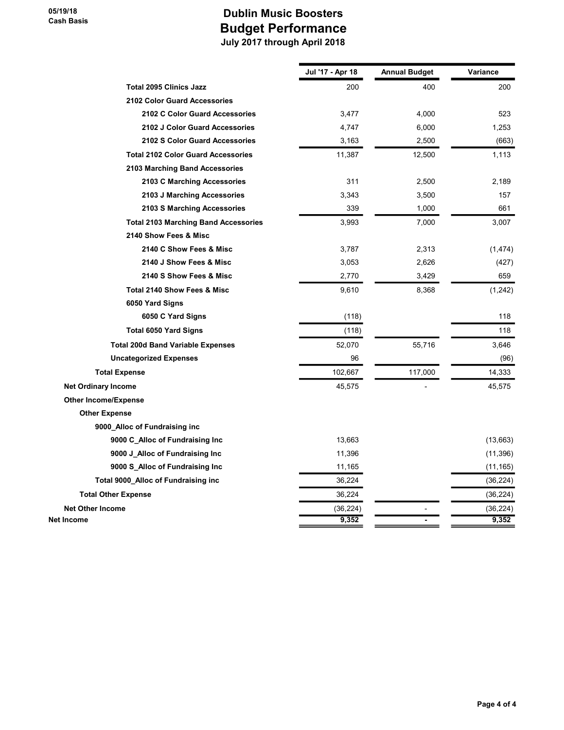# Dublin Music Boosters
## Budget Performance
### July 2017 through April 2018

05/19/18
Cash Basis

| | Jul '17 - Apr 18 | Annual Budget | Variance |
|---|---|---|---|
| Total 2095 Clinics Jazz | 200 | 400 | 200 |
| 2102 Color Guard Accessories | | | |
| 2102 C Color Guard Accessories | 3,477 | 4,000 | 523 |
| 2102 J Color Guard Accessories | 4,747 | 6,000 | 1,253 |
| 2102 S Color Guard Accessories | 3,163 | 2,500 | (663) |
| Total 2102 Color Guard Accessories | 11,387 | 12,500 | 1,113 |
| 2103 Marching Band Accessories | | | |
| 2103 C Marching Accessories | 311 | 2,500 | 2,189 |
| 2103 J Marching Accessories | 3,343 | 3,500 | 157 |
| 2103 S Marching Accessories | 339 | 1,000 | 661 |
| Total 2103 Marching Band Accessories | 3,993 | 7,000 | 3,007 |
| 2140 Show Fees & Misc | | | |
| 2140 C Show Fees & Misc | 3,787 | 2,313 | (1,474) |
| 2140 J Show Fees & Misc | 3,053 | 2,626 | (427) |
| 2140 S Show Fees & Misc | 2,770 | 3,429 | 659 |
| Total 2140 Show Fees & Misc | 9,610 | 8,368 | (1,242) |
| 6050 Yard Signs | | | |
| 6050 C Yard Signs | (118) | | 118 |
| Total 6050 Yard Signs | (118) | | 118 |
| Total 200d Band Variable Expenses | 52,070 | 55,716 | 3,646 |
| Uncategorized Expenses | 96 | | (96) |
| Total Expense | 102,667 | 117,000 | 14,333 |
| Net Ordinary Income | 45,575 | - | 45,575 |
| Other Income/Expense | | | |
| Other Expense | | | |
| 9000_Alloc of Fundraising inc | | | |
| 9000 C_Alloc of Fundraising Inc | 13,663 | | (13,663) |
| 9000 J_Alloc of Fundraising Inc | 11,396 | | (11,396) |
| 9000 S_Alloc of Fundraising Inc | 11,165 | | (11,165) |
| Total 9000_Alloc of Fundraising inc | 36,224 | | (36,224) |
| Total Other Expense | 36,224 | | (36,224) |
| Net Other Income | (36,224) | - | (36,224) |
| Net Income | 9,352 | - | 9,352 |